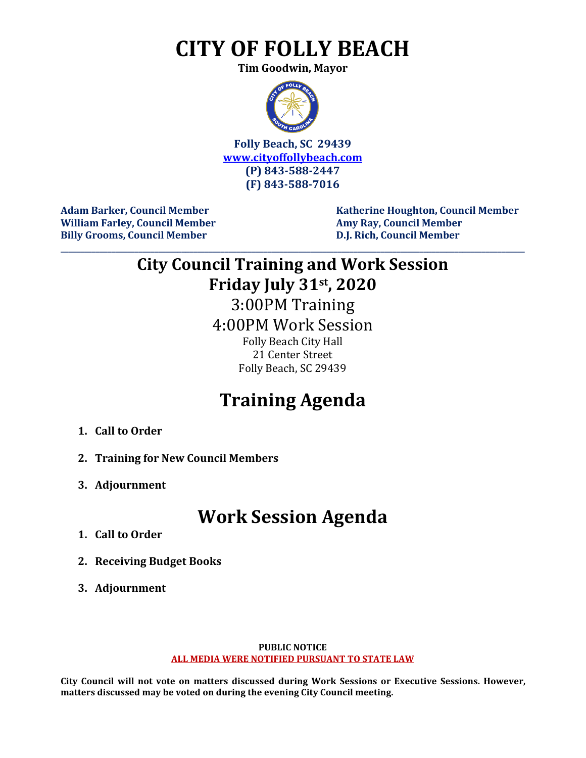# CITY OF FOLLY BEACH

**Tim Goodwin, Mayor**

**Folly Beach, SC 29439**
**www.cityoffollybeach.com**
**(P) 843-588-2447**
**(F) 843-588-7016**

**Adam Barker, Council Member**
**William Farley, Council Member**
**Billy Grooms, Council Member**
**Katherine Houghton, Council Member**
**Amy Ray, Council Member**
**D.J. Rich, Council Member**

---

## City Council Training and Work Session
## Friday July 31st, 2020

3:00PM Training

4:00PM Work Session

Folly Beach City Hall
21 Center Street
Folly Beach, SC 29439

# Training Agenda

1. **Call to Order**
2. **Training for New Council Members**
3. **Adjournment**

# Work Session Agenda

1. **Call to Order**
2. **Receiving Budget Books**
3. **Adjournment**

**PUBLIC NOTICE**
**ALL MEDIA WERE NOTIFIED PURSUANT TO STATE LAW**

**City Council will not vote on matters discussed during Work Sessions or Executive Sessions. However, matters discussed may be voted on during the evening City Council meeting.**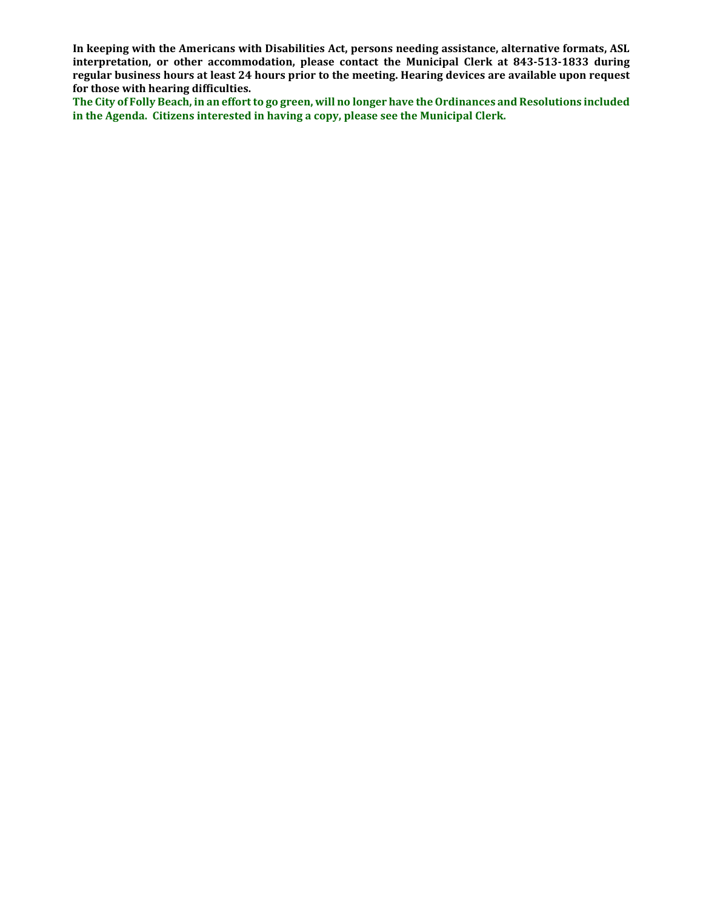**In keeping with the Americans with Disabilities Act, persons needing assistance, alternative formats, ASL interpretation, or other accommodation, please contact the Municipal Clerk at 843-513-1833 during regular business hours at least 24 hours prior to the meeting. Hearing devices are available upon request for those with hearing difficulties.**

**The City of Folly Beach, in an effort to go green, will no longer have the Ordinances and Resolutions included in the Agenda. Citizens interested in having a copy, please see the Municipal Clerk.**